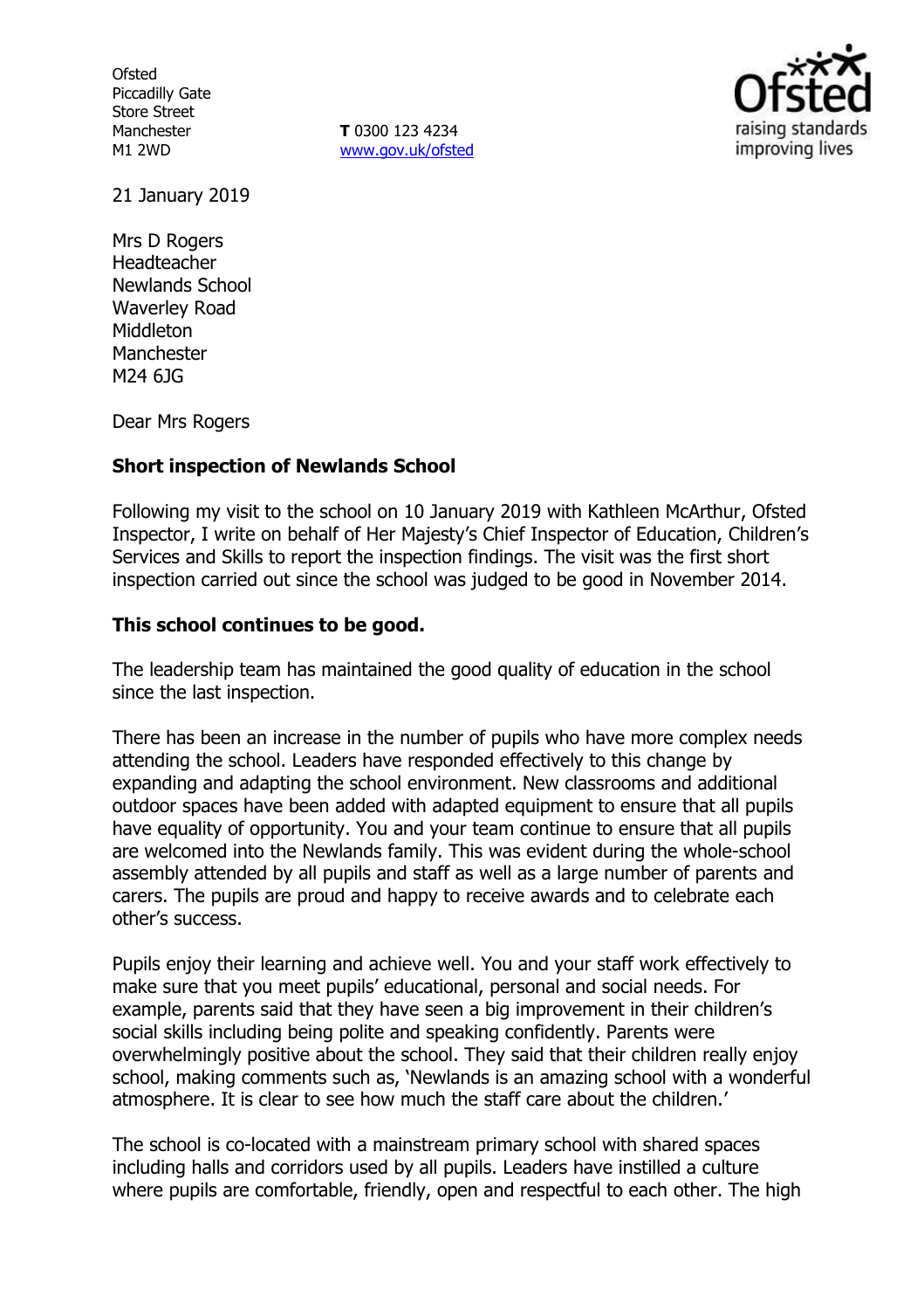Ofsted
Piccadilly Gate
Store Street
Manchester
M1 2WD

**T** 0300 123 4234
www.gov.uk/ofsted

21 January 2019

Mrs D Rogers
Headteacher
Newlands School
Waverley Road
Middleton
Manchester
M24 6JG

Dear Mrs Rogers

**Short inspection of Newlands School**

Following my visit to the school on 10 January 2019 with Kathleen McArthur, Ofsted Inspector, I write on behalf of Her Majesty's Chief Inspector of Education, Children's Services and Skills to report the inspection findings. The visit was the first short inspection carried out since the school was judged to be good in November 2014.

**This school continues to be good.**

The leadership team has maintained the good quality of education in the school since the last inspection.

There has been an increase in the number of pupils who have more complex needs attending the school. Leaders have responded effectively to this change by expanding and adapting the school environment. New classrooms and additional outdoor spaces have been added with adapted equipment to ensure that all pupils have equality of opportunity. You and your team continue to ensure that all pupils are welcomed into the Newlands family. This was evident during the whole-school assembly attended by all pupils and staff as well as a large number of parents and carers. The pupils are proud and happy to receive awards and to celebrate each other's success.

Pupils enjoy their learning and achieve well. You and your staff work effectively to make sure that you meet pupils' educational, personal and social needs. For example, parents said that they have seen a big improvement in their children's social skills including being polite and speaking confidently. Parents were overwhelmingly positive about the school. They said that their children really enjoy school, making comments such as, 'Newlands is an amazing school with a wonderful atmosphere. It is clear to see how much the staff care about the children.'

The school is co-located with a mainstream primary school with shared spaces including halls and corridors used by all pupils. Leaders have instilled a culture where pupils are comfortable, friendly, open and respectful to each other. The high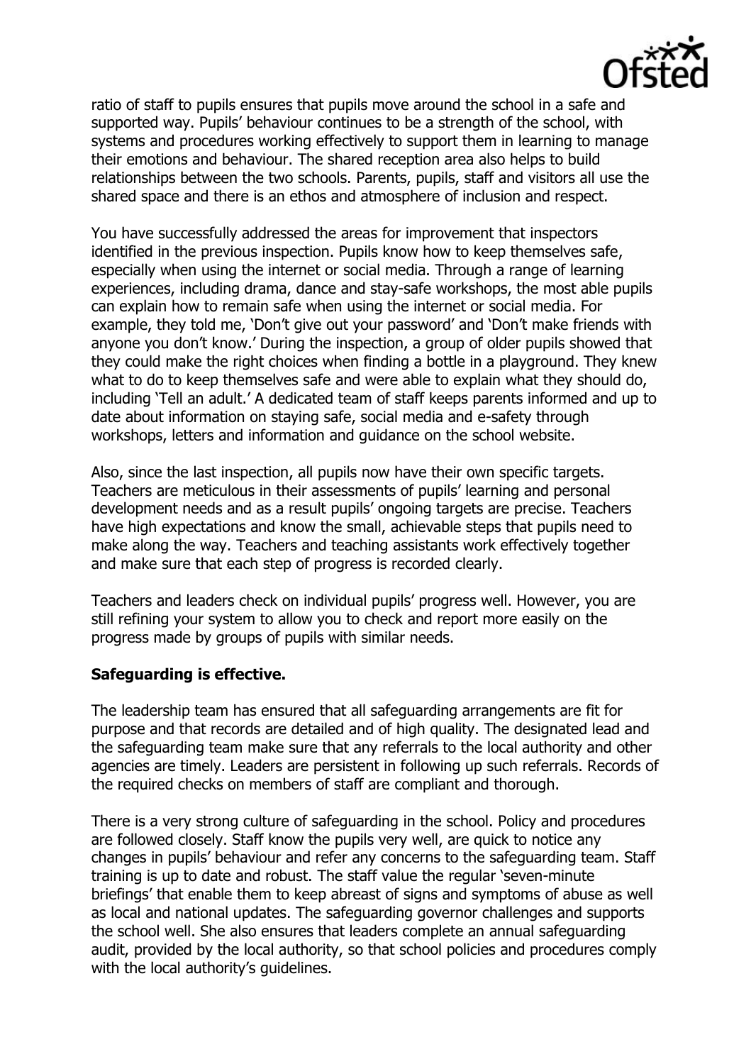ratio of staff to pupils ensures that pupils move around the school in a safe and supported way. Pupils' behaviour continues to be a strength of the school, with systems and procedures working effectively to support them in learning to manage their emotions and behaviour. The shared reception area also helps to build relationships between the two schools. Parents, pupils, staff and visitors all use the shared space and there is an ethos and atmosphere of inclusion and respect.

You have successfully addressed the areas for improvement that inspectors identified in the previous inspection. Pupils know how to keep themselves safe, especially when using the internet or social media. Through a range of learning experiences, including drama, dance and stay-safe workshops, the most able pupils can explain how to remain safe when using the internet or social media. For example, they told me, 'Don't give out your password' and 'Don't make friends with anyone you don't know.' During the inspection, a group of older pupils showed that they could make the right choices when finding a bottle in a playground. They knew what to do to keep themselves safe and were able to explain what they should do, including 'Tell an adult.' A dedicated team of staff keeps parents informed and up to date about information on staying safe, social media and e-safety through workshops, letters and information and guidance on the school website.

Also, since the last inspection, all pupils now have their own specific targets. Teachers are meticulous in their assessments of pupils' learning and personal development needs and as a result pupils' ongoing targets are precise. Teachers have high expectations and know the small, achievable steps that pupils need to make along the way. Teachers and teaching assistants work effectively together and make sure that each step of progress is recorded clearly.

Teachers and leaders check on individual pupils' progress well. However, you are still refining your system to allow you to check and report more easily on the progress made by groups of pupils with similar needs.

**Safeguarding is effective.**

The leadership team has ensured that all safeguarding arrangements are fit for purpose and that records are detailed and of high quality. The designated lead and the safeguarding team make sure that any referrals to the local authority and other agencies are timely. Leaders are persistent in following up such referrals. Records of the required checks on members of staff are compliant and thorough.

There is a very strong culture of safeguarding in the school. Policy and procedures are followed closely. Staff know the pupils very well, are quick to notice any changes in pupils' behaviour and refer any concerns to the safeguarding team. Staff training is up to date and robust. The staff value the regular 'seven-minute briefings' that enable them to keep abreast of signs and symptoms of abuse as well as local and national updates. The safeguarding governor challenges and supports the school well. She also ensures that leaders complete an annual safeguarding audit, provided by the local authority, so that school policies and procedures comply with the local authority's guidelines.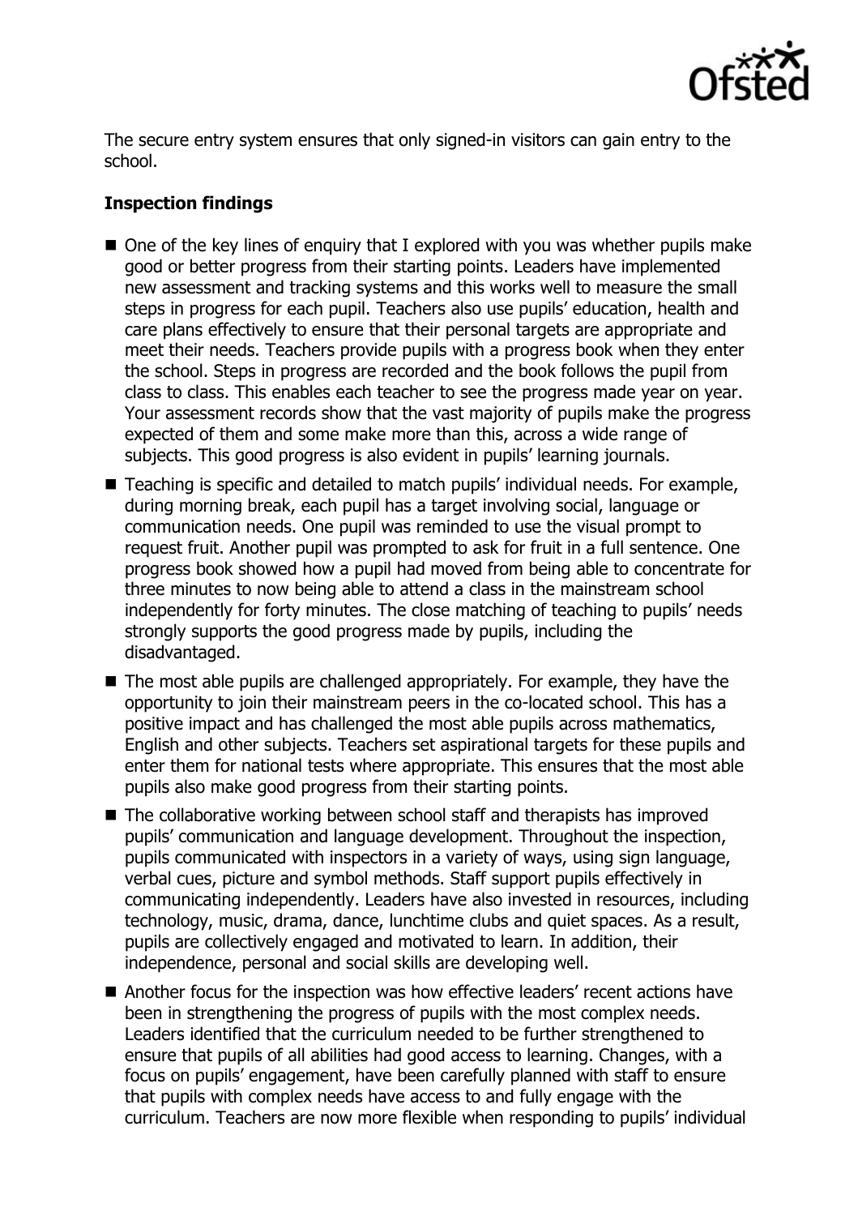The secure entry system ensures that only signed-in visitors can gain entry to the school.

**Inspection findings**

- One of the key lines of enquiry that I explored with you was whether pupils make good or better progress from their starting points. Leaders have implemented new assessment and tracking systems and this works well to measure the small steps in progress for each pupil. Teachers also use pupils' education, health and care plans effectively to ensure that their personal targets are appropriate and meet their needs. Teachers provide pupils with a progress book when they enter the school. Steps in progress are recorded and the book follows the pupil from class to class. This enables each teacher to see the progress made year on year. Your assessment records show that the vast majority of pupils make the progress expected of them and some make more than this, across a wide range of subjects. This good progress is also evident in pupils' learning journals.
- Teaching is specific and detailed to match pupils' individual needs. For example, during morning break, each pupil has a target involving social, language or communication needs. One pupil was reminded to use the visual prompt to request fruit. Another pupil was prompted to ask for fruit in a full sentence. One progress book showed how a pupil had moved from being able to concentrate for three minutes to now being able to attend a class in the mainstream school independently for forty minutes. The close matching of teaching to pupils' needs strongly supports the good progress made by pupils, including the disadvantaged.
- The most able pupils are challenged appropriately. For example, they have the opportunity to join their mainstream peers in the co-located school. This has a positive impact and has challenged the most able pupils across mathematics, English and other subjects. Teachers set aspirational targets for these pupils and enter them for national tests where appropriate. This ensures that the most able pupils also make good progress from their starting points.
- The collaborative working between school staff and therapists has improved pupils' communication and language development. Throughout the inspection, pupils communicated with inspectors in a variety of ways, using sign language, verbal cues, picture and symbol methods. Staff support pupils effectively in communicating independently. Leaders have also invested in resources, including technology, music, drama, dance, lunchtime clubs and quiet spaces. As a result, pupils are collectively engaged and motivated to learn. In addition, their independence, personal and social skills are developing well.
- Another focus for the inspection was how effective leaders' recent actions have been in strengthening the progress of pupils with the most complex needs. Leaders identified that the curriculum needed to be further strengthened to ensure that pupils of all abilities had good access to learning. Changes, with a focus on pupils' engagement, have been carefully planned with staff to ensure that pupils with complex needs have access to and fully engage with the curriculum. Teachers are now more flexible when responding to pupils' individual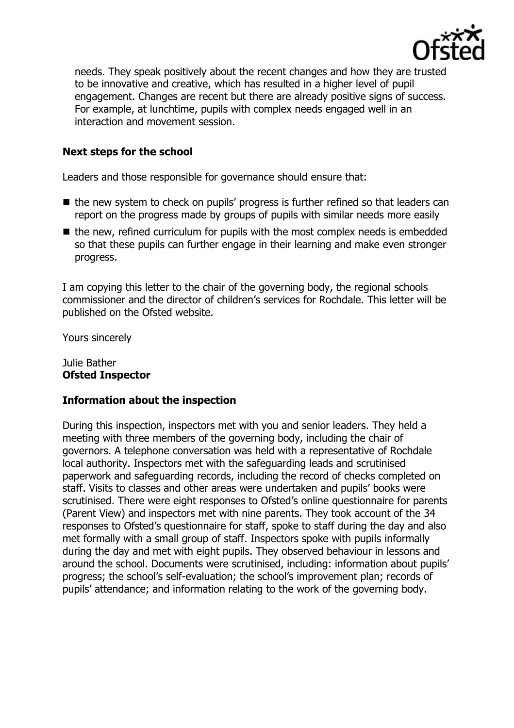needs. They speak positively about the recent changes and how they are trusted to be innovative and creative, which has resulted in a higher level of pupil engagement. Changes are recent but there are already positive signs of success. For example, at lunchtime, pupils with complex needs engaged well in an interaction and movement session.

### Next steps for the school

Leaders and those responsible for governance should ensure that:

- the new system to check on pupils' progress is further refined so that leaders can report on the progress made by groups of pupils with similar needs more easily
- the new, refined curriculum for pupils with the most complex needs is embedded so that these pupils can further engage in their learning and make even stronger progress.

I am copying this letter to the chair of the governing body, the regional schools commissioner and the director of children's services for Rochdale. This letter will be published on the Ofsted website.

Yours sincerely

Julie Bather
**Ofsted Inspector**

### Information about the inspection

During this inspection, inspectors met with you and senior leaders. They held a meeting with three members of the governing body, including the chair of governors. A telephone conversation was held with a representative of Rochdale local authority. Inspectors met with the safeguarding leads and scrutinised paperwork and safeguarding records, including the record of checks completed on staff. Visits to classes and other areas were undertaken and pupils' books were scrutinised. There were eight responses to Ofsted's online questionnaire for parents (Parent View) and inspectors met with nine parents. They took account of the 34 responses to Ofsted's questionnaire for staff, spoke to staff during the day and also met formally with a small group of staff. Inspectors spoke with pupils informally during the day and met with eight pupils. They observed behaviour in lessons and around the school. Documents were scrutinised, including: information about pupils' progress; the school's self-evaluation; the school's improvement plan; records of pupils' attendance; and information relating to the work of the governing body.